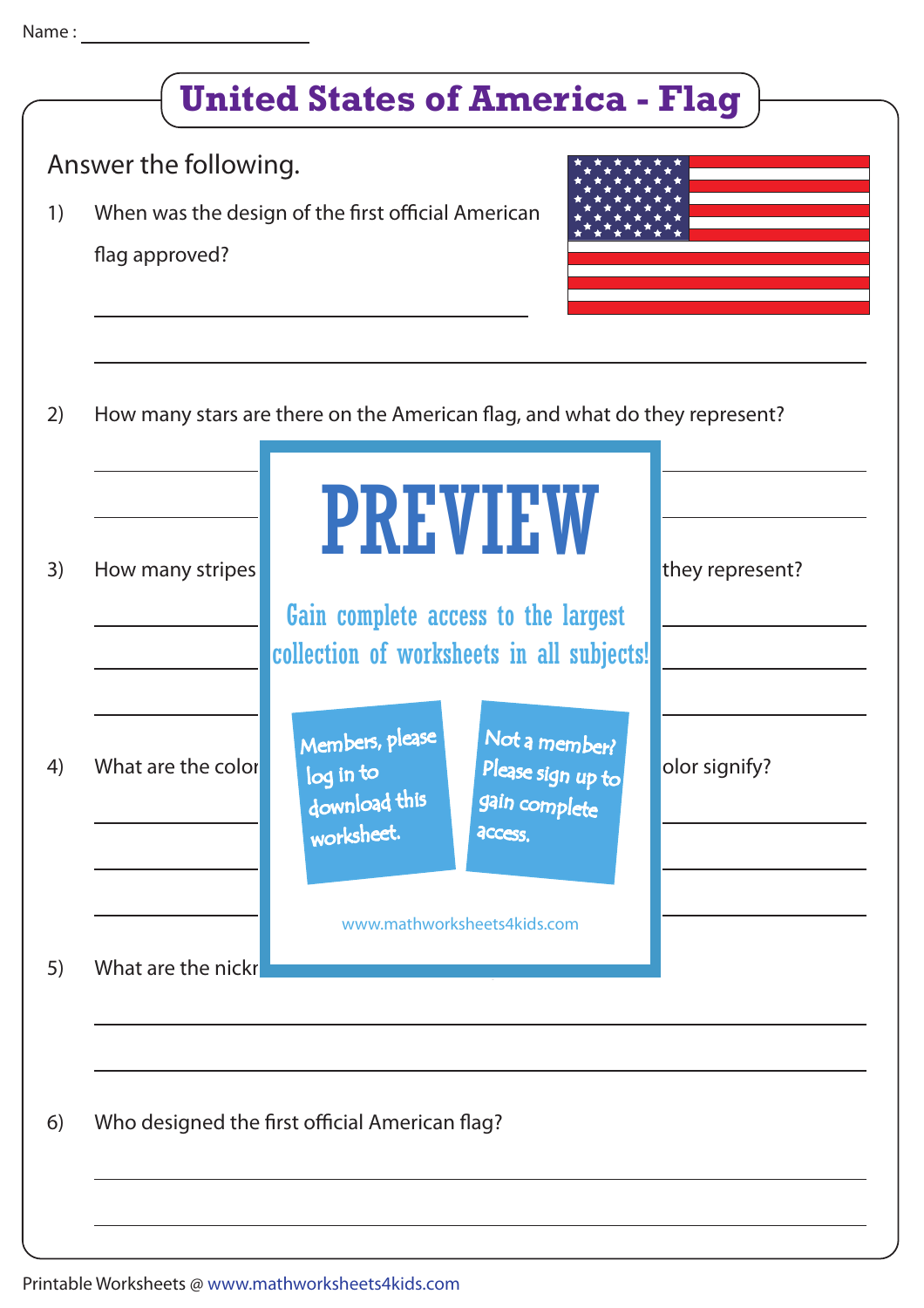Name : ____________________

# United States of America - Flag

Answer the following.

1) When was the design of the first official American flag approved?

_______________________________________________

_______________________________________________

2) How many stars are there on the American flag, and what do they represent?

_______________________________________________

_______________________________________________

3) How many stripes ... they represent?

_______________________________________________

_______________________________________________

_______________________________________________

4) What are the color ... olor signify?

_______________________________________________

_______________________________________________

_______________________________________________

5) What are the nickn...

_______________________________________________

_______________________________________________

6) Who designed the first official American flag?

_______________________________________________

_______________________________________________

PREVIEW

Gain complete access to the largest collection of worksheets in all subjects!

Members, please log in to download this worksheet.

Not a member? Please sign up to gain complete access.

www.mathworksheets4kids.com

Printable Worksheets @ www.mathworksheets4kids.com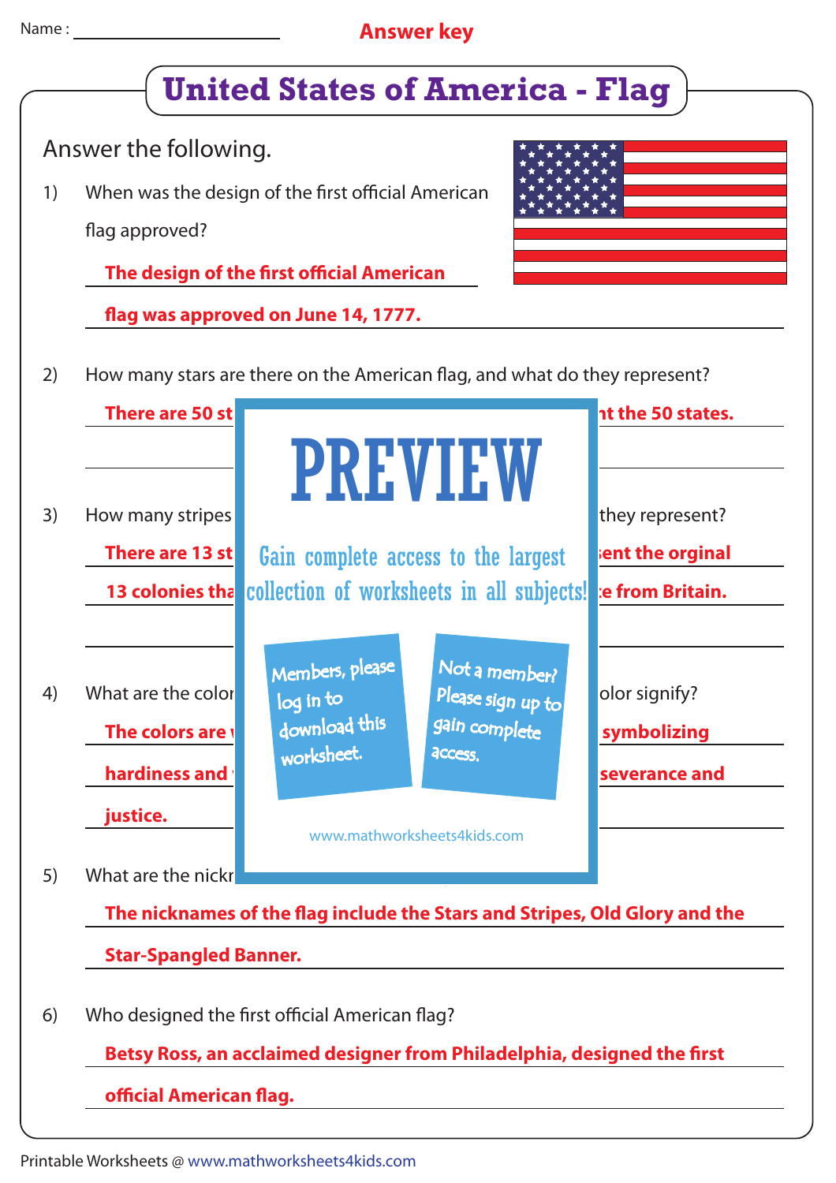Name : ______________________

**Answer key**

# United States of America - Flag

Answer the following.

1) When was the design of the first official American flag approved?

**The design of the first official American flag was approved on June 14, 1777.**

2) How many stars are there on the American flag, and what do they represent?

**There are 50 st** ... **nt the 50 states.**

3) How many stripes ... they represent?

**There are 13 st** ... **sent the orginal 13 colonies tha** ... **e from Britain.**

4) What are the color ... olor signify?

**The colors are** ... **symbolizing hardiness and** ... **severance and justice.**

PREVIEW

Gain complete access to the largest collection of worksheets in all subjects!

Members, please log in to download this worksheet.

Not a member? Please sign up to gain complete access.

www.mathworksheets4kids.com

5) What are the nickn...

**The nicknames of the flag include the Stars and Stripes, Old Glory and the Star-Spangled Banner.**

6) Who designed the first official American flag?

**Betsy Ross, an acclaimed designer from Philadelphia, designed the first official American flag.**

Printable Worksheets @ www.mathworksheets4kids.com